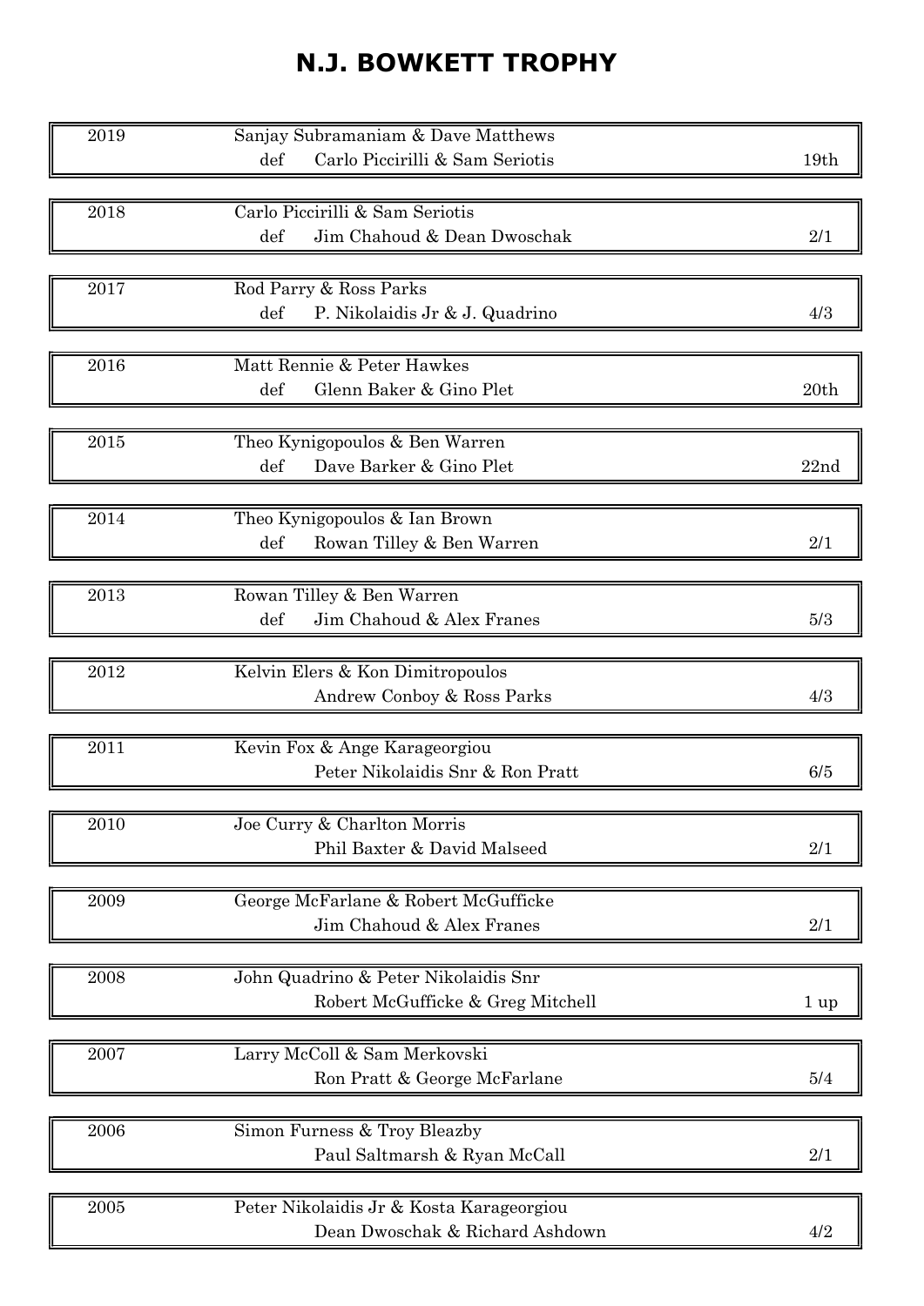# N.J. BOWKETT TROPHY

| Year | Result | | Margin |
|---|---|---|---|
| 2019 | Sanjay Subramaniam & Dave Matthews | | |
| | def | Carlo Piccirilli & Sam Seriotis | 19th |
| 2018 | Carlo Piccirilli & Sam Seriotis | | |
| | def | Jim Chahoud & Dean Dwoschak | 2/1 |
| 2017 | Rod Parry & Ross Parks | | |
| | def | P. Nikolaidis Jr & J. Quadrino | 4/3 |
| 2016 | Matt Rennie & Peter Hawkes | | |
| | def | Glenn Baker & Gino Plet | 20th |
| 2015 | Theo Kynigopoulos & Ben Warren | | |
| | def | Dave Barker & Gino Plet | 22nd |
| 2014 | Theo Kynigopoulos & Ian Brown | | |
| | def | Rowan Tilley & Ben Warren | 2/1 |
| 2013 | Rowan Tilley & Ben Warren | | |
| | def | Jim Chahoud & Alex Franes | 5/3 |
| 2012 | Kelvin Elers & Kon Dimitropoulos | | |
| | | Andrew Conboy & Ross Parks | 4/3 |
| 2011 | Kevin Fox & Ange Karageorgiou | | |
| | | Peter Nikolaidis Snr & Ron Pratt | 6/5 |
| 2010 | Joe Curry & Charlton Morris | | |
| | | Phil Baxter & David Malseed | 2/1 |
| 2009 | George McFarlane & Robert McGufficke | | |
| | | Jim Chahoud & Alex Franes | 2/1 |
| 2008 | John Quadrino & Peter Nikolaidis Snr | | |
| | | Robert McGufficke & Greg Mitchell | 1 up |
| 2007 | Larry McColl & Sam Merkovski | | |
| | | Ron Pratt & George McFarlane | 5/4 |
| 2006 | Simon Furness & Troy Bleazby | | |
| | | Paul Saltmarsh & Ryan McCall | 2/1 |
| 2005 | Peter Nikolaidis Jr & Kosta Karageorgiou | | |
| | | Dean Dwoschak & Richard Ashdown | 4/2 |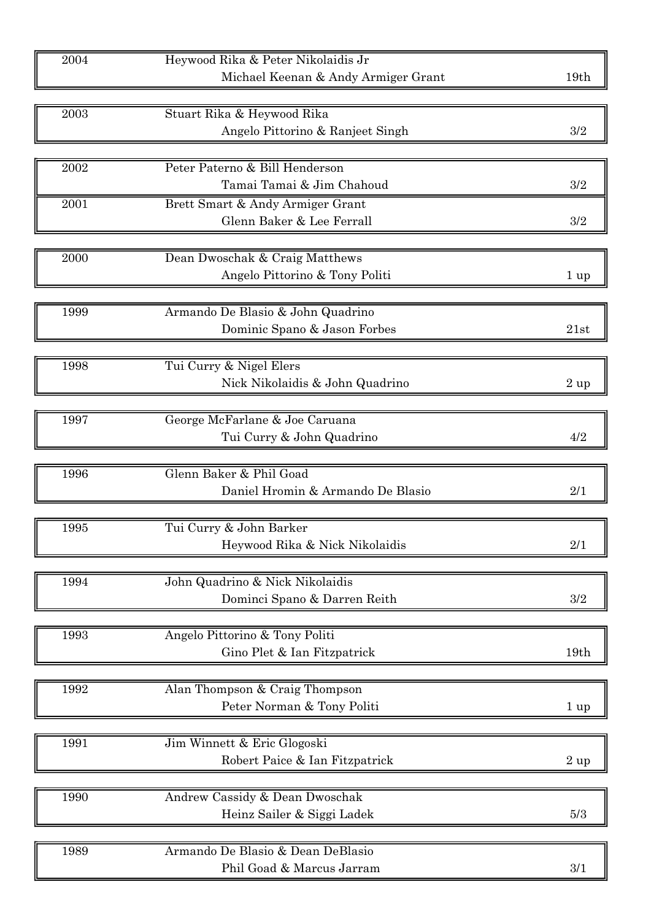| Year | Winners / Runners-up | Result |
|---|---|---|
| 2004 | Heywood Rika & Peter Nikolaidis Jr | |
| | Michael Keenan & Andy Armiger Grant | 19th |
| 2003 | Stuart Rika & Heywood Rika | |
| | Angelo Pittorino & Ranjeet Singh | 3/2 |
| 2002 | Peter Paterno & Bill Henderson | |
| | Tamai Tamai & Jim Chahoud | 3/2 |
| 2001 | Brett Smart & Andy Armiger Grant | |
| | Glenn Baker & Lee Ferrall | 3/2 |
| 2000 | Dean Dwoschak & Craig Matthews | |
| | Angelo Pittorino & Tony Politi | 1 up |
| 1999 | Armando De Blasio & John Quadrino | |
| | Dominic Spano & Jason Forbes | 21st |
| 1998 | Tui Curry & Nigel Elers | |
| | Nick Nikolaidis & John Quadrino | 2 up |
| 1997 | George McFarlane & Joe Caruana | |
| | Tui Curry & John Quadrino | 4/2 |
| 1996 | Glenn Baker & Phil Goad | |
| | Daniel Hromin & Armando De Blasio | 2/1 |
| 1995 | Tui Curry & John Barker | |
| | Heywood Rika & Nick Nikolaidis | 2/1 |
| 1994 | John Quadrino & Nick Nikolaidis | |
| | Dominci Spano & Darren Reith | 3/2 |
| 1993 | Angelo Pittorino & Tony Politi | |
| | Gino Plet & Ian Fitzpatrick | 19th |
| 1992 | Alan Thompson & Craig Thompson | |
| | Peter Norman & Tony Politi | 1 up |
| 1991 | Jim Winnett & Eric Glogoski | |
| | Robert Paice & Ian Fitzpatrick | 2 up |
| 1990 | Andrew Cassidy & Dean Dwoschak | |
| | Heinz Sailer & Siggi Ladek | 5/3 |
| 1989 | Armando De Blasio & Dean DeBlasio | |
| | Phil Goad & Marcus Jarram | 3/1 |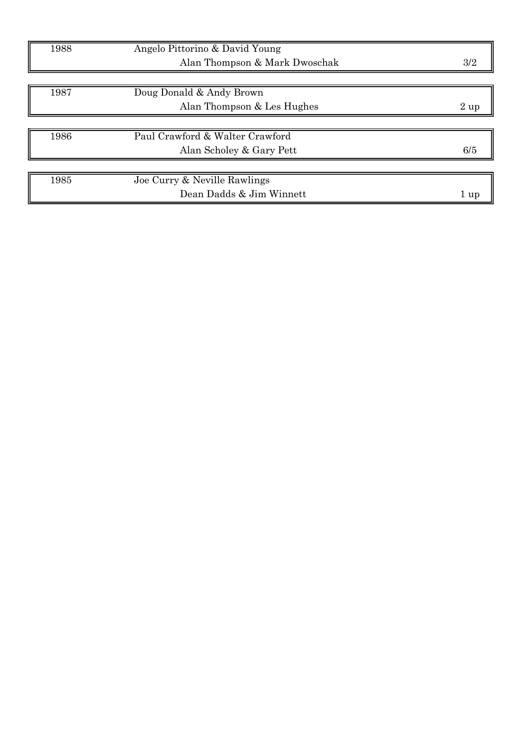| | | |
|---|---|---|
| 1988 | Angelo Pittorino & David Young | |
| | Alan Thompson & Mark Dwoschak | 3/2 |
| 1987 | Doug Donald & Andy Brown | |
| | Alan Thompson & Les Hughes | 2 up |
| 1986 | Paul Crawford & Walter Crawford | |
| | Alan Scholey & Gary Pett | 6/5 |
| 1985 | Joe Curry & Neville Rawlings | |
| | Dean Dadds & Jim Winnett | 1 up |